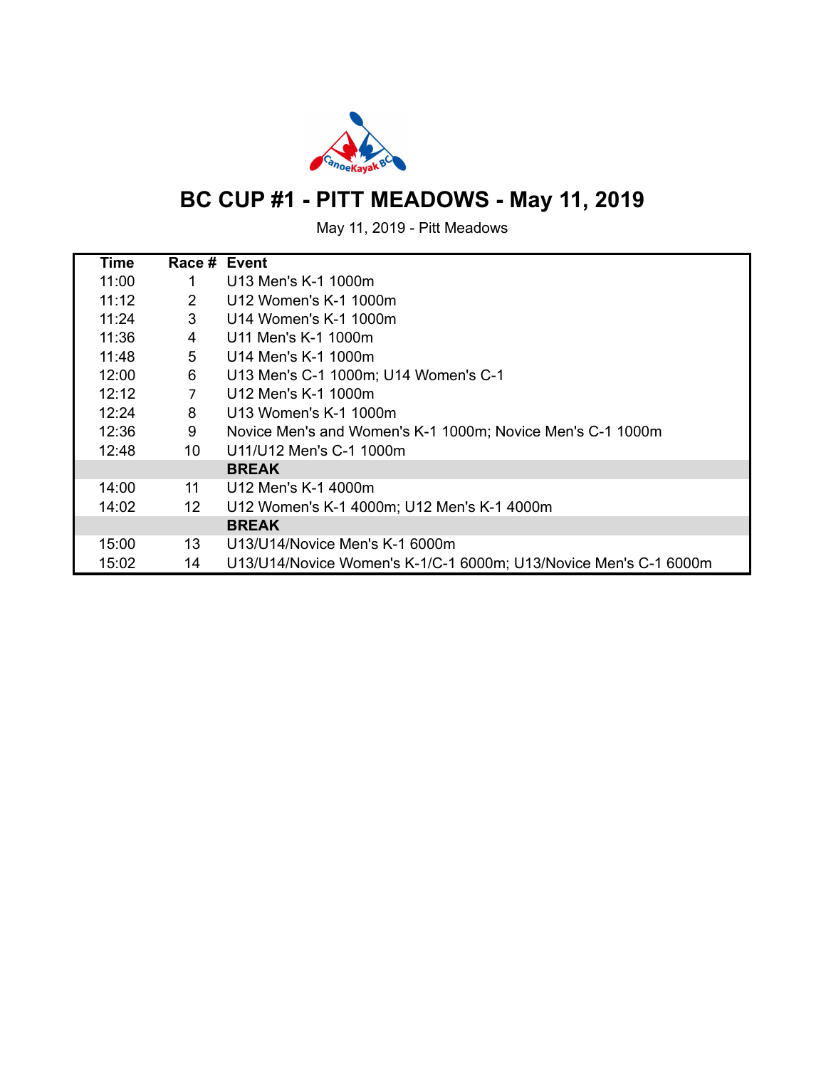# BC CUP #1 - PITT MEADOWS - May 11, 2019

May 11, 2019 - Pitt Meadows

| Time | Race # | Event |
|---|---|---|
| 11:00 | 1 | U13 Men's K-1 1000m |
| 11:12 | 2 | U12 Women's K-1 1000m |
| 11:24 | 3 | U14 Women's K-1 1000m |
| 11:36 | 4 | U11 Men's K-1 1000m |
| 11:48 | 5 | U14 Men's K-1 1000m |
| 12:00 | 6 | U13 Men's C-1 1000m; U14 Women's C-1 |
| 12:12 | 7 | U12 Men's K-1 1000m |
| 12:24 | 8 | U13 Women's K-1 1000m |
| 12:36 | 9 | Novice Men's and Women's K-1 1000m; Novice Men's C-1 1000m |
| 12:48 | 10 | U11/U12 Men's C-1 1000m |
| | | **BREAK** |
| 14:00 | 11 | U12 Men's K-1 4000m |
| 14:02 | 12 | U12 Women's K-1 4000m; U12 Men's K-1 4000m |
| | | **BREAK** |
| 15:00 | 13 | U13/U14/Novice Men's K-1 6000m |
| 15:02 | 14 | U13/U14/Novice Women's K-1/C-1 6000m; U13/Novice Men's C-1 6000m |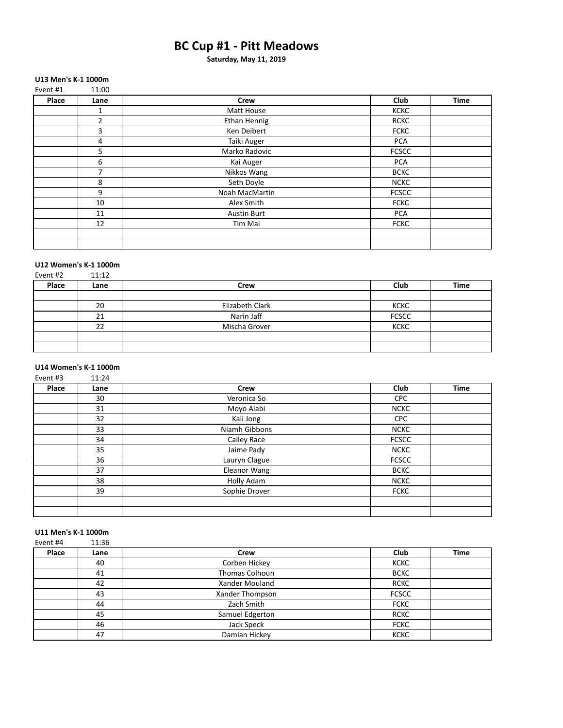# BC Cup #1 - Pitt Meadows

**Saturday, May 11, 2019**

### U13 Men's K-1 1000m

Event #1 11:00

| Place | Lane | Crew | Club | Time |
|---|---|---|---|---|
| | 1 | Matt House | KCKC | |
| | 2 | Ethan Hennig | RCKC | |
| | 3 | Ken Deibert | FCKC | |
| | 4 | Taiki Auger | PCA | |
| | 5 | Marko Radovic | FCSCC | |
| | 6 | Kai Auger | PCA | |
| | 7 | Nikkos Wang | BCKC | |
| | 8 | Seth Doyle | NCKC | |
| | 9 | Noah MacMartin | FCSCC | |
| | 10 | Alex Smith | FCKC | |
| | 11 | Austin Burt | PCA | |
| | 12 | Tim Mai | FCKC | |
| | | | | |
| | | | | |

### U12 Women's K-1 1000m

Event #2 11:12

| Place | Lane | Crew | Club | Time |
|---|---|---|---|---|
| | | | | |
| | 20 | Elizabeth Clark | KCKC | |
| | 21 | Narin Jaff | FCSCC | |
| | 22 | Mischa Grover | KCKC | |
| | | | | |
| | | | | |

### U14 Women's K-1 1000m

Event #3 11:24

| Place | Lane | Crew | Club | Time |
|---|---|---|---|---|
| | 30 | Veronica So | CPC | |
| | 31 | Moyo Alabi | NCKC | |
| | 32 | Kali Jong | CPC | |
| | 33 | Niamh Gibbons | NCKC | |
| | 34 | Cailey Race | FCSCC | |
| | 35 | Jaime Pady | NCKC | |
| | 36 | Lauryn Clague | FCSCC | |
| | 37 | Eleanor Wang | BCKC | |
| | 38 | Holly Adam | NCKC | |
| | 39 | Sophie Drover | FCKC | |
| | | | | |
| | | | | |

### U11 Men's K-1 1000m

Event #4 11:36

| Place | Lane | Crew | Club | Time |
|---|---|---|---|---|
| | 40 | Corben Hickey | KCKC | |
| | 41 | Thomas Colhoun | BCKC | |
| | 42 | Xander Mouland | RCKC | |
| | 43 | Xander Thompson | FCSCC | |
| | 44 | Zach Smith | FCKC | |
| | 45 | Samuel Edgerton | RCKC | |
| | 46 | Jack Speck | FCKC | |
| | 47 | Damian Hickey | KCKC | |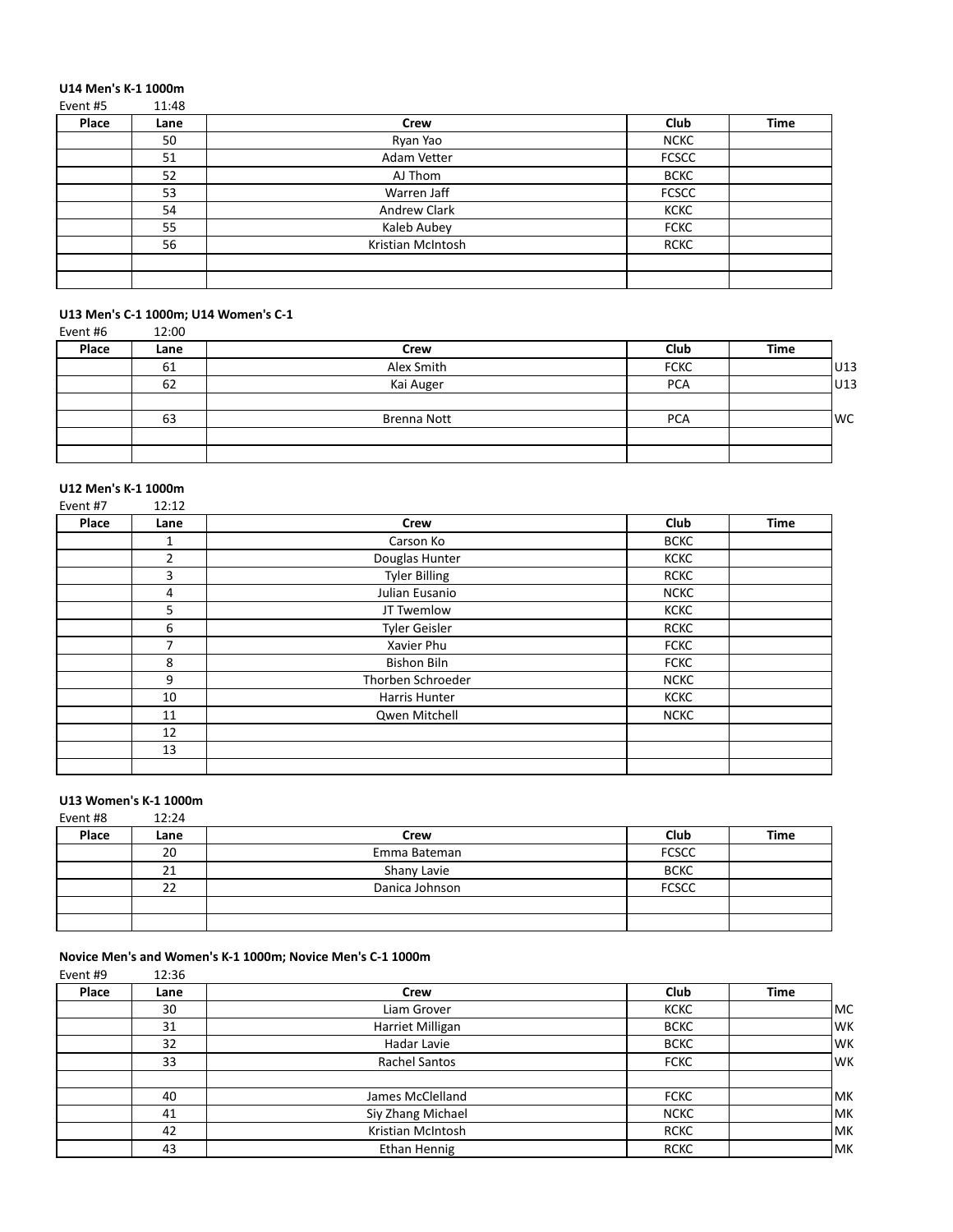**U14 Men's K-1 1000m**

Event #5 11:48

| Place | Lane | Crew | Club | Time |
|---|---|---|---|---|
| | 50 | Ryan Yao | NCKC | |
| | 51 | Adam Vetter | FCSCC | |
| | 52 | AJ Thom | BCKC | |
| | 53 | Warren Jaff | FCSCC | |
| | 54 | Andrew Clark | KCKC | |
| | 55 | Kaleb Aubey | FCKC | |
| | 56 | Kristian McIntosh | RCKC | |
| | | | | |
| | | | | |

**U13 Men's C-1 1000m; U14 Women's C-1**

Event #6 12:00

| Place | Lane | Crew | Club | Time | |
|---|---|---|---|---|---|
| | 61 | Alex Smith | FCKC | | U13 |
| | 62 | Kai Auger | PCA | | U13 |
| | | | | | |
| | 63 | Brenna Nott | PCA | | WC |
| | | | | | |
| | | | | | |

**U12 Men's K-1 1000m**

Event #7 12:12

| Place | Lane | Crew | Club | Time |
|---|---|---|---|---|
| | 1 | Carson Ko | BCKC | |
| | 2 | Douglas Hunter | KCKC | |
| | 3 | Tyler Billing | RCKC | |
| | 4 | Julian Eusanio | NCKC | |
| | 5 | JT Twemlow | KCKC | |
| | 6 | Tyler Geisler | RCKC | |
| | 7 | Xavier Phu | FCKC | |
| | 8 | Bishon Biln | FCKC | |
| | 9 | Thorben Schroeder | NCKC | |
| | 10 | Harris Hunter | KCKC | |
| | 11 | Qwen Mitchell | NCKC | |
| | 12 | | | |
| | 13 | | | |
| | | | | |

**U13 Women's K-1 1000m**

Event #8 12:24

| Place | Lane | Crew | Club | Time |
|---|---|---|---|---|
| | 20 | Emma Bateman | FCSCC | |
| | 21 | Shany Lavie | BCKC | |
| | 22 | Danica Johnson | FCSCC | |
| | | | | |
| | | | | |

**Novice Men's and Women's K-1 1000m; Novice Men's C-1 1000m**

Event #9 12:36

| Place | Lane | Crew | Club | Time | |
|---|---|---|---|---|---|
| | 30 | Liam Grover | KCKC | | MC |
| | 31 | Harriet Milligan | BCKC | | WK |
| | 32 | Hadar Lavie | BCKC | | WK |
| | 33 | Rachel Santos | FCKC | | WK |
| | | | | | |
| | 40 | James McClelland | FCKC | | MK |
| | 41 | Siy Zhang Michael | NCKC | | MK |
| | 42 | Kristian McIntosh | RCKC | | MK |
| | 43 | Ethan Hennig | RCKC | | MK |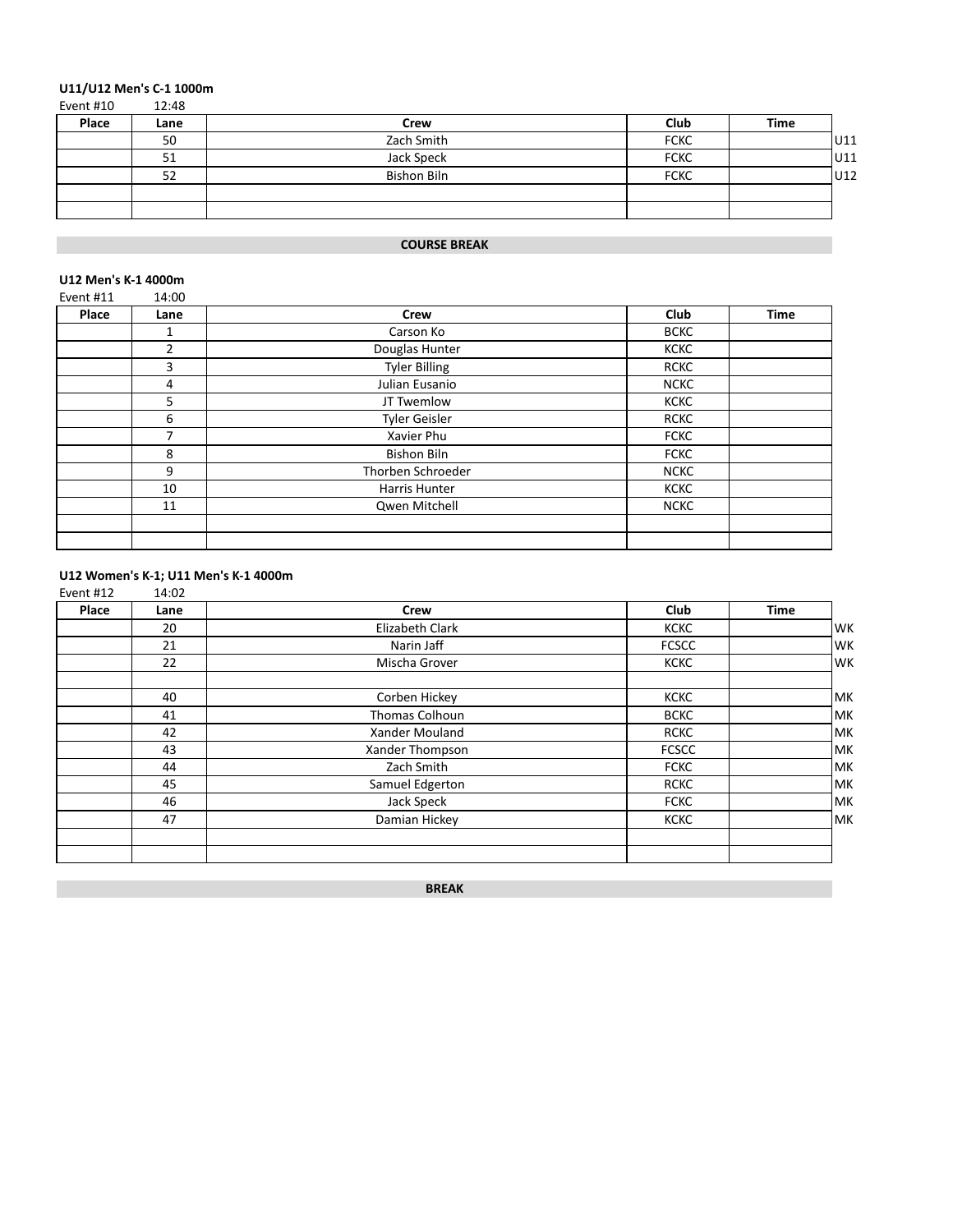**U11/U12 Men's C-1 1000m**

Event #10 12:48

| Place | Lane | Crew | Club | Time | |
|---|---|---|---|---|---|
| | 50 | Zach Smith | FCKC | | U11 |
| | 51 | Jack Speck | FCKC | | U11 |
| | 52 | Bishon Biln | FCKC | | U12 |
| | | | | | |
| | | | | | |

**COURSE BREAK**

**U12 Men's K-1 4000m**

Event #11 14:00

| Place | Lane | Crew | Club | Time |
|---|---|---|---|---|
| | 1 | Carson Ko | BCKC | |
| | 2 | Douglas Hunter | KCKC | |
| | 3 | Tyler Billing | RCKC | |
| | 4 | Julian Eusanio | NCKC | |
| | 5 | JT Twemlow | KCKC | |
| | 6 | Tyler Geisler | RCKC | |
| | 7 | Xavier Phu | FCKC | |
| | 8 | Bishon Biln | FCKC | |
| | 9 | Thorben Schroeder | NCKC | |
| | 10 | Harris Hunter | KCKC | |
| | 11 | Qwen Mitchell | NCKC | |
| | | | | |
| | | | | |

**U12 Women's K-1; U11 Men's K-1 4000m**

Event #12 14:02

| Place | Lane | Crew | Club | Time | |
|---|---|---|---|---|---|
| | 20 | Elizabeth Clark | KCKC | | WK |
| | 21 | Narin Jaff | FCSCC | | WK |
| | 22 | Mischa Grover | KCKC | | WK |
| | | | | | |
| | 40 | Corben Hickey | KCKC | | MK |
| | 41 | Thomas Colhoun | BCKC | | MK |
| | 42 | Xander Mouland | RCKC | | MK |
| | 43 | Xander Thompson | FCSCC | | MK |
| | 44 | Zach Smith | FCKC | | MK |
| | 45 | Samuel Edgerton | RCKC | | MK |
| | 46 | Jack Speck | FCKC | | MK |
| | 47 | Damian Hickey | KCKC | | MK |
| | | | | | |
| | | | | | |

**BREAK**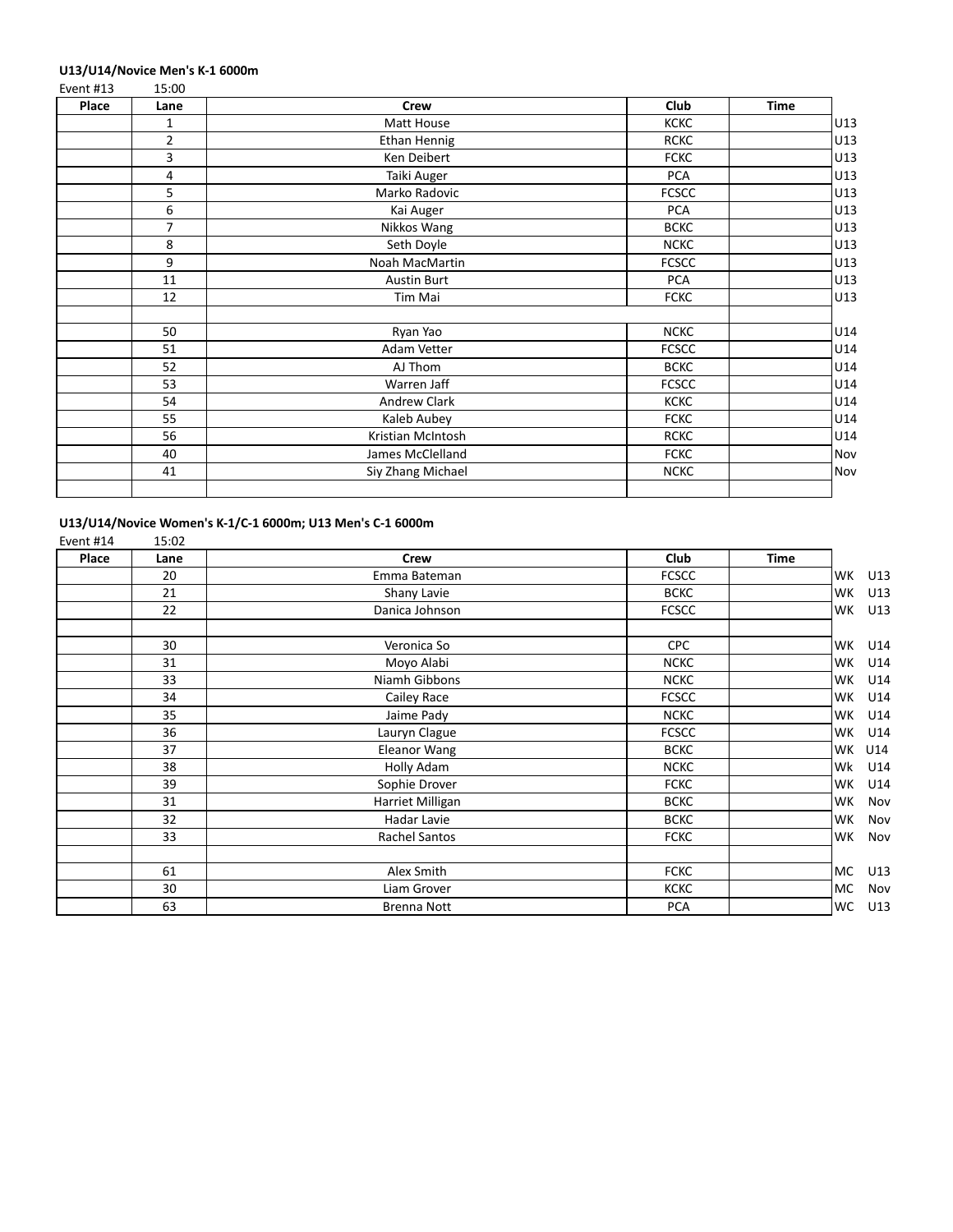### U13/U14/Novice Men's K-1 6000m

Event #13 15:00

| Place | Lane | Crew | Club | Time | |
|---|---|---|---|---|---|
| | 1 | Matt House | KCKC | | U13 |
| | 2 | Ethan Hennig | RCKC | | U13 |
| | 3 | Ken Deibert | FCKC | | U13 |
| | 4 | Taiki Auger | PCA | | U13 |
| | 5 | Marko Radovic | FCSCC | | U13 |
| | 6 | Kai Auger | PCA | | U13 |
| | 7 | Nikkos Wang | BCKC | | U13 |
| | 8 | Seth Doyle | NCKC | | U13 |
| | 9 | Noah MacMartin | FCSCC | | U13 |
| | 11 | Austin Burt | PCA | | U13 |
| | 12 | Tim Mai | FCKC | | U13 |
| | | | | | |
| | 50 | Ryan Yao | NCKC | | U14 |
| | 51 | Adam Vetter | FCSCC | | U14 |
| | 52 | AJ Thom | BCKC | | U14 |
| | 53 | Warren Jaff | FCSCC | | U14 |
| | 54 | Andrew Clark | KCKC | | U14 |
| | 55 | Kaleb Aubey | FCKC | | U14 |
| | 56 | Kristian McIntosh | RCKC | | U14 |
| | 40 | James McClelland | FCKC | | Nov |
| | 41 | Siy Zhang Michael | NCKC | | Nov |
| | | | | | |

### U13/U14/Novice Women's K-1/C-1 6000m; U13 Men's C-1 6000m

Event #14 15:02

| Place | Lane | Crew | Club | Time | | |
|---|---|---|---|---|---|---|
| | 20 | Emma Bateman | FCSCC | | WK | U13 |
| | 21 | Shany Lavie | BCKC | | WK | U13 |
| | 22 | Danica Johnson | FCSCC | | WK | U13 |
| | | | | | | |
| | 30 | Veronica So | CPC | | WK | U14 |
| | 31 | Moyo Alabi | NCKC | | WK | U14 |
| | 33 | Niamh Gibbons | NCKC | | WK | U14 |
| | 34 | Cailey Race | FCSCC | | WK | U14 |
| | 35 | Jaime Pady | NCKC | | WK | U14 |
| | 36 | Lauryn Clague | FCSCC | | WK | U14 |
| | 37 | Eleanor Wang | BCKC | | WK | U14 |
| | 38 | Holly Adam | NCKC | | Wk | U14 |
| | 39 | Sophie Drover | FCKC | | WK | U14 |
| | 31 | Harriet Milligan | BCKC | | WK | Nov |
| | 32 | Hadar Lavie | BCKC | | WK | Nov |
| | 33 | Rachel Santos | FCKC | | WK | Nov |
| | | | | | | |
| | 61 | Alex Smith | FCKC | | MC | U13 |
| | 30 | Liam Grover | KCKC | | MC | Nov |
| | 63 | Brenna Nott | PCA | | WC | U13 |